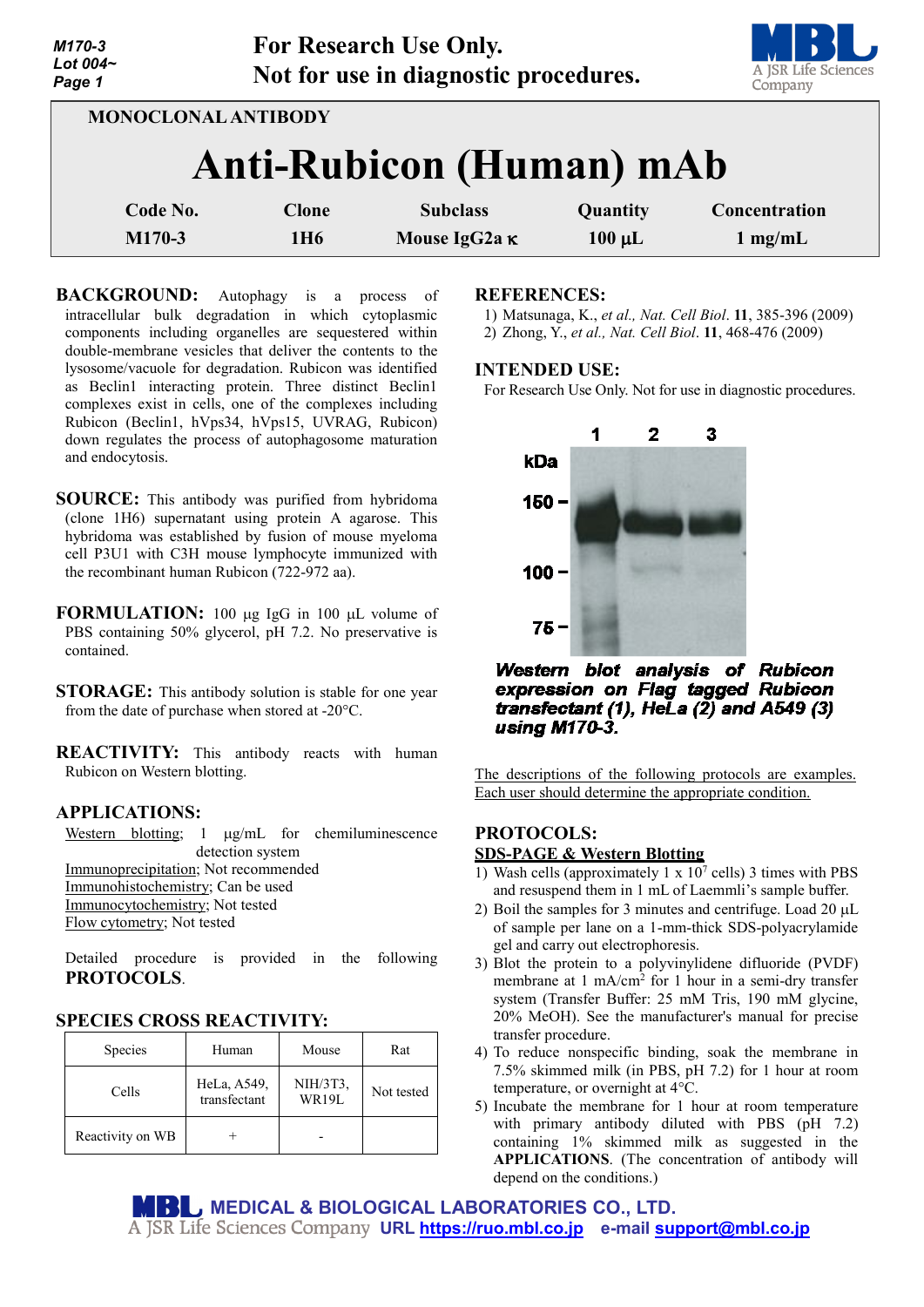For Research Use Only.
Not for use in diagnostic procedures.

MONOCLONAL ANTIBODY

# Anti-Rubicon (Human) mAb

| Code No. | Clone | Subclass | Quantity | Concentration |
|---|---|---|---|---|
| M170-3 | 1H6 | Mouse IgG2a κ | 100 µL | 1 mg/mL |

**BACKGROUND:** Autophagy is a process of intracellular bulk degradation in which cytoplasmic components including organelles are sequestered within double-membrane vesicles that deliver the contents to the lysosome/vacuole for degradation. Rubicon was identified as Beclin1 interacting protein. Three distinct Beclin1 complexes exist in cells, one of the complexes including Rubicon (Beclin1, hVps34, hVps15, UVRAG, Rubicon) down regulates the process of autophagosome maturation and endocytosis.

**SOURCE:** This antibody was purified from hybridoma (clone 1H6) supernatant using protein A agarose. This hybridoma was established by fusion of mouse myeloma cell P3U1 with C3H mouse lymphocyte immunized with the recombinant human Rubicon (722-972 aa).

**FORMULATION:** 100 µg IgG in 100 µL volume of PBS containing 50% glycerol, pH 7.2. No preservative is contained.

**STORAGE:** This antibody solution is stable for one year from the date of purchase when stored at -20°C.

**REACTIVITY:** This antibody reacts with human Rubicon on Western blotting.

**APPLICATIONS:**

Western blotting; 1 µg/mL for chemiluminescence detection system
Immunoprecipitation; Not recommended
Immunohistochemistry; Can be used
Immunocytochemistry; Not tested
Flow cytometry; Not tested

Detailed procedure is provided in the following **PROTOCOLS**.

**SPECIES CROSS REACTIVITY:**

| Species | Human | Mouse | Rat |
|---|---|---|---|
| Cells | HeLa, A549, transfectant | NIH/3T3, WR19L | Not tested |
| Reactivity on WB | + | - | |

**REFERENCES:**

1) Matsunaga, K., *et al., Nat. Cell Biol*. **11**, 385-396 (2009)
2) Zhong, Y., *et al., Nat. Cell Biol*. **11**, 468-476 (2009)

**INTENDED USE:**

For Research Use Only. Not for use in diagnostic procedures.

***Western blot analysis of Rubicon expression on Flag tagged Rubicon transfectant (1), HeLa (2) and A549 (3) using M170-3.***

The descriptions of the following protocols are examples. Each user should determine the appropriate condition.

**PROTOCOLS:**

**SDS-PAGE & Western Blotting**

1) Wash cells (approximately 1 x $10^7$ cells) 3 times with PBS and resuspend them in 1 mL of Laemmli's sample buffer.
2) Boil the samples for 3 minutes and centrifuge. Load 20 µL of sample per lane on a 1-mm-thick SDS-polyacrylamide gel and carry out electrophoresis.
3) Blot the protein to a polyvinylidene difluoride (PVDF) membrane at 1 mA/$cm^2$ for 1 hour in a semi-dry transfer system (Transfer Buffer: 25 mM Tris, 190 mM glycine, 20% MeOH). See the manufacturer's manual for precise transfer procedure.
4) To reduce nonspecific binding, soak the membrane in 7.5% skimmed milk (in PBS, pH 7.2) for 1 hour at room temperature, or overnight at 4°C.
5) Incubate the membrane for 1 hour at room temperature with primary antibody diluted with PBS (pH 7.2) containing 1% skimmed milk as suggested in the **APPLICATIONS**. (The concentration of antibody will depend on the conditions.)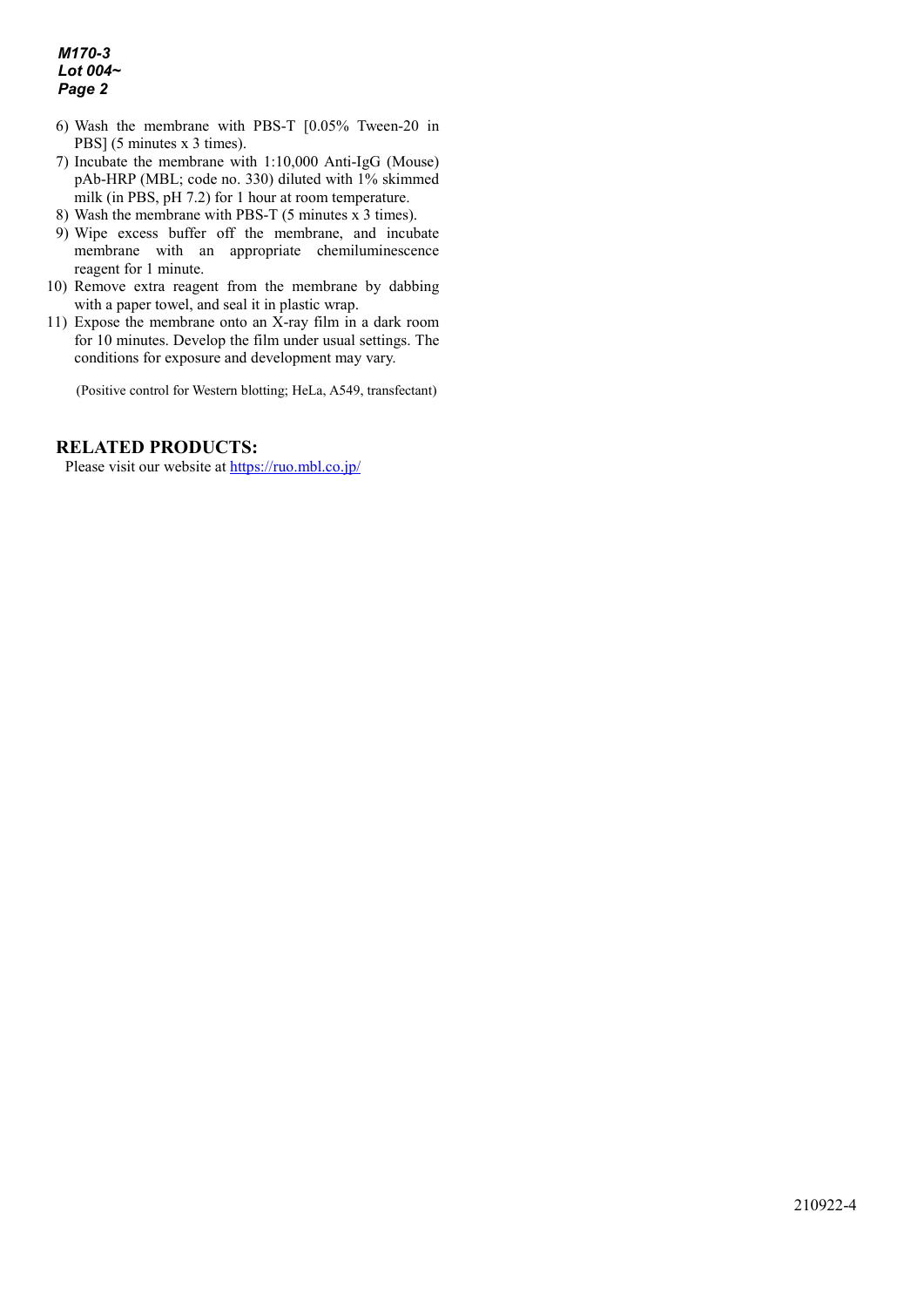6) Wash the membrane with PBS-T [0.05% Tween-20 in PBS] (5 minutes x 3 times).
7) Incubate the membrane with 1:10,000 Anti-IgG (Mouse) pAb-HRP (MBL; code no. 330) diluted with 1% skimmed milk (in PBS, pH 7.2) for 1 hour at room temperature.
8) Wash the membrane with PBS-T (5 minutes x 3 times).
9) Wipe excess buffer off the membrane, and incubate membrane with an appropriate chemiluminescence reagent for 1 minute.
10) Remove extra reagent from the membrane by dabbing with a paper towel, and seal it in plastic wrap.
11) Expose the membrane onto an X-ray film in a dark room for 10 minutes. Develop the film under usual settings. The conditions for exposure and development may vary.

(Positive control for Western blotting; HeLa, A549, transfectant)

## RELATED PRODUCTS:

Please visit our website at [https://ruo.mbl.co.jp/](https://ruo.mbl.co.jp/)

210922-4